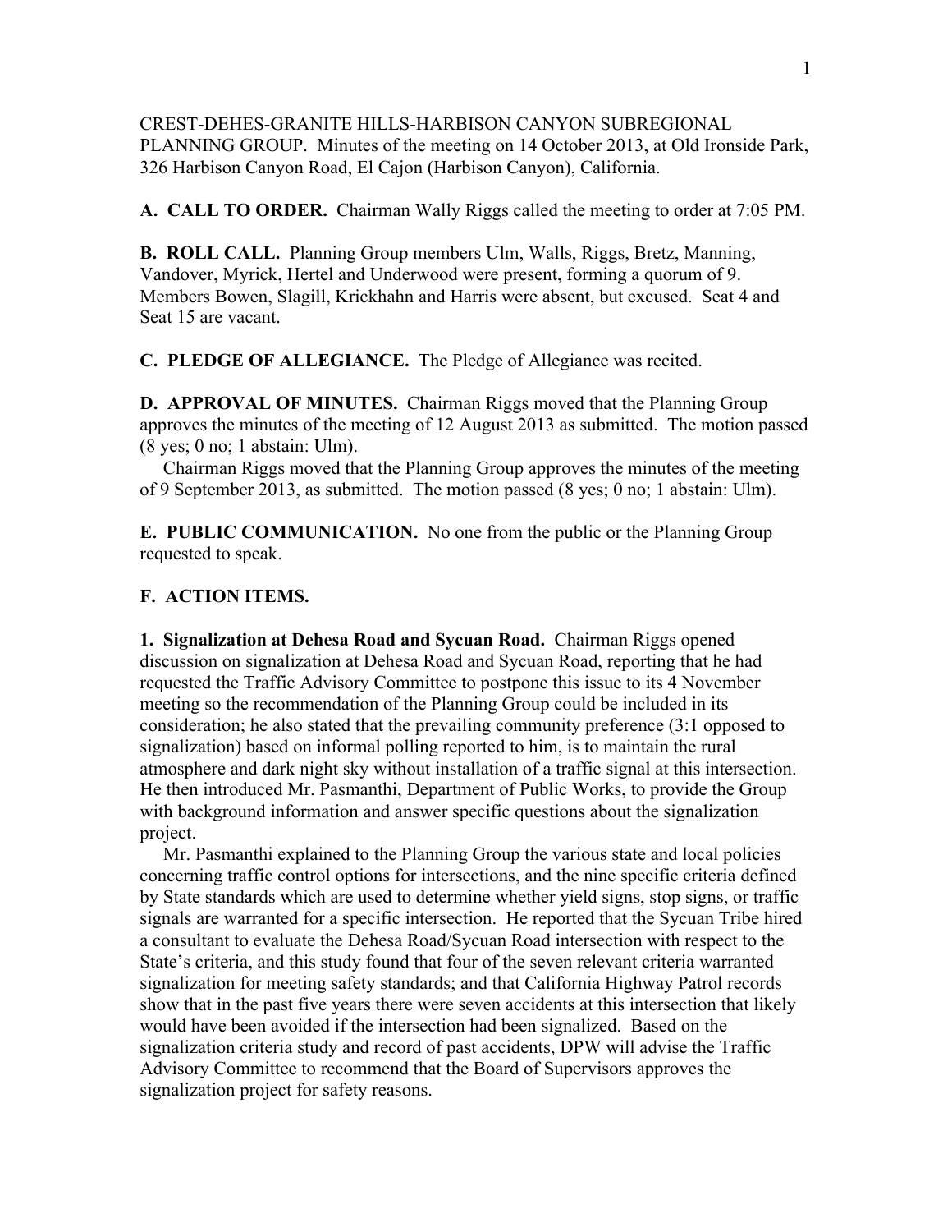CREST-DEHES-GRANITE HILLS-HARBISON CANYON SUBREGIONAL PLANNING GROUP. Minutes of the meeting on 14 October 2013, at Old Ironside Park, 326 Harbison Canyon Road, El Cajon (Harbison Canyon), California.

**A. CALL TO ORDER.** Chairman Wally Riggs called the meeting to order at 7:05 PM.

**B. ROLL CALL.** Planning Group members Ulm, Walls, Riggs, Bretz, Manning, Vandover, Myrick, Hertel and Underwood were present, forming a quorum of 9. Members Bowen, Slagill, Krickhahn and Harris were absent, but excused. Seat 4 and Seat 15 are vacant.

**C. PLEDGE OF ALLEGIANCE.** The Pledge of Allegiance was recited.

**D. APPROVAL OF MINUTES.** Chairman Riggs moved that the Planning Group approves the minutes of the meeting of 12 August 2013 as submitted. The motion passed (8 yes; 0 no; 1 abstain: Ulm).

Chairman Riggs moved that the Planning Group approves the minutes of the meeting of 9 September 2013, as submitted. The motion passed (8 yes; 0 no; 1 abstain: Ulm).

**E. PUBLIC COMMUNICATION.** No one from the public or the Planning Group requested to speak.

**F. ACTION ITEMS.**

**1. Signalization at Dehesa Road and Sycuan Road.** Chairman Riggs opened discussion on signalization at Dehesa Road and Sycuan Road, reporting that he had requested the Traffic Advisory Committee to postpone this issue to its 4 November meeting so the recommendation of the Planning Group could be included in its consideration; he also stated that the prevailing community preference (3:1 opposed to signalization) based on informal polling reported to him, is to maintain the rural atmosphere and dark night sky without installation of a traffic signal at this intersection. He then introduced Mr. Pasmanthi, Department of Public Works, to provide the Group with background information and answer specific questions about the signalization project.

Mr. Pasmanthi explained to the Planning Group the various state and local policies concerning traffic control options for intersections, and the nine specific criteria defined by State standards which are used to determine whether yield signs, stop signs, or traffic signals are warranted for a specific intersection. He reported that the Sycuan Tribe hired a consultant to evaluate the Dehesa Road/Sycuan Road intersection with respect to the State's criteria, and this study found that four of the seven relevant criteria warranted signalization for meeting safety standards; and that California Highway Patrol records show that in the past five years there were seven accidents at this intersection that likely would have been avoided if the intersection had been signalized. Based on the signalization criteria study and record of past accidents, DPW will advise the Traffic Advisory Committee to recommend that the Board of Supervisors approves the signalization project for safety reasons.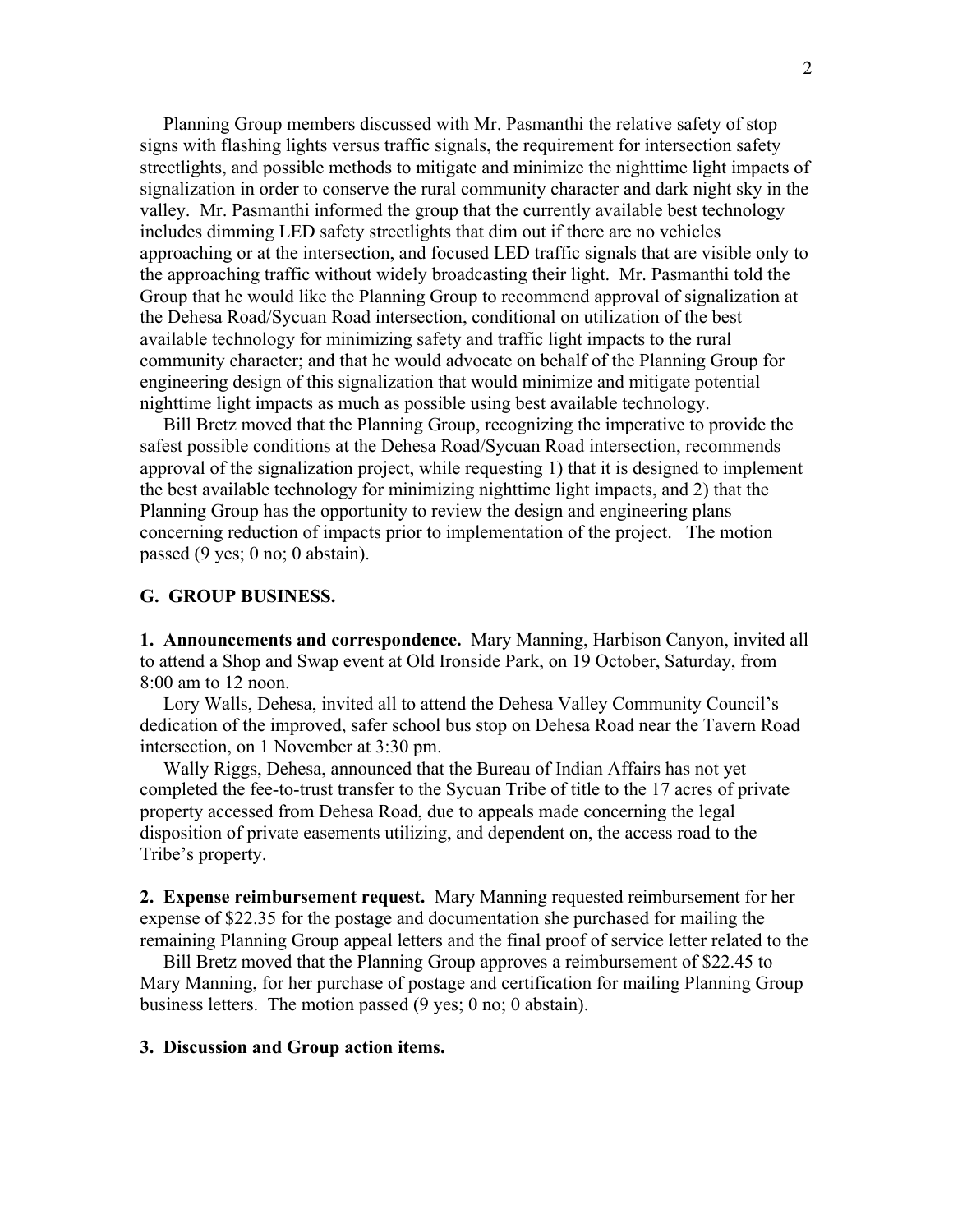Planning Group members discussed with Mr. Pasmanthi the relative safety of stop signs with flashing lights versus traffic signals, the requirement for intersection safety streetlights, and possible methods to mitigate and minimize the nighttime light impacts of signalization in order to conserve the rural community character and dark night sky in the valley. Mr. Pasmanthi informed the group that the currently available best technology includes dimming LED safety streetlights that dim out if there are no vehicles approaching or at the intersection, and focused LED traffic signals that are visible only to the approaching traffic without widely broadcasting their light. Mr. Pasmanthi told the Group that he would like the Planning Group to recommend approval of signalization at the Dehesa Road/Sycuan Road intersection, conditional on utilization of the best available technology for minimizing safety and traffic light impacts to the rural community character; and that he would advocate on behalf of the Planning Group for engineering design of this signalization that would minimize and mitigate potential nighttime light impacts as much as possible using best available technology.

Bill Bretz moved that the Planning Group, recognizing the imperative to provide the safest possible conditions at the Dehesa Road/Sycuan Road intersection, recommends approval of the signalization project, while requesting 1) that it is designed to implement the best available technology for minimizing nighttime light impacts, and 2) that the Planning Group has the opportunity to review the design and engineering plans concerning reduction of impacts prior to implementation of the project. The motion passed (9 yes; 0 no; 0 abstain).

## G. GROUP BUSINESS.

**1. Announcements and correspondence.** Mary Manning, Harbison Canyon, invited all to attend a Shop and Swap event at Old Ironside Park, on 19 October, Saturday, from 8:00 am to 12 noon.

Lory Walls, Dehesa, invited all to attend the Dehesa Valley Community Council's dedication of the improved, safer school bus stop on Dehesa Road near the Tavern Road intersection, on 1 November at 3:30 pm.

Wally Riggs, Dehesa, announced that the Bureau of Indian Affairs has not yet completed the fee-to-trust transfer to the Sycuan Tribe of title to the 17 acres of private property accessed from Dehesa Road, due to appeals made concerning the legal disposition of private easements utilizing, and dependent on, the access road to the Tribe's property.

**2. Expense reimbursement request.** Mary Manning requested reimbursement for her expense of $22.35 for the postage and documentation she purchased for mailing the remaining Planning Group appeal letters and the final proof of service letter related to the

Bill Bretz moved that the Planning Group approves a reimbursement of $22.45 to Mary Manning, for her purchase of postage and certification for mailing Planning Group business letters. The motion passed (9 yes; 0 no; 0 abstain).

**3. Discussion and Group action items.**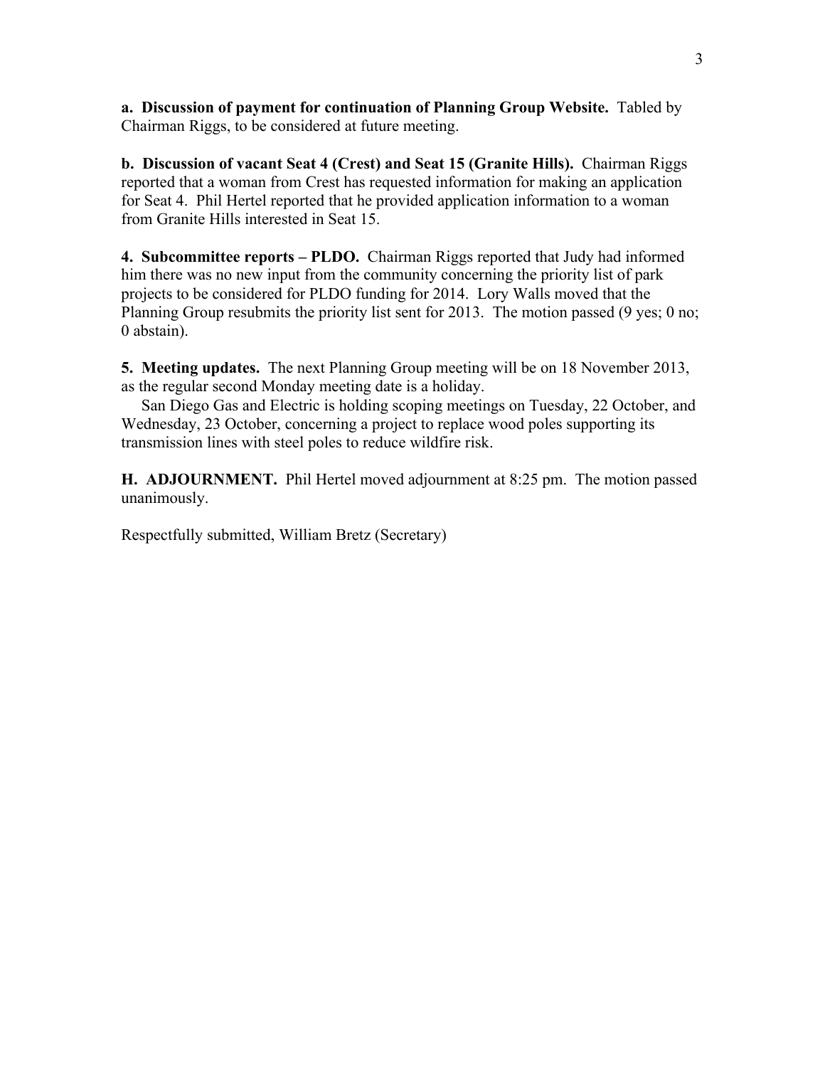**a. Discussion of payment for continuation of Planning Group Website.** Tabled by Chairman Riggs, to be considered at future meeting.

**b. Discussion of vacant Seat 4 (Crest) and Seat 15 (Granite Hills).** Chairman Riggs reported that a woman from Crest has requested information for making an application for Seat 4. Phil Hertel reported that he provided application information to a woman from Granite Hills interested in Seat 15.

**4. Subcommittee reports – PLDO.** Chairman Riggs reported that Judy had informed him there was no new input from the community concerning the priority list of park projects to be considered for PLDO funding for 2014. Lory Walls moved that the Planning Group resubmits the priority list sent for 2013. The motion passed (9 yes; 0 no; 0 abstain).

**5. Meeting updates.** The next Planning Group meeting will be on 18 November 2013, as the regular second Monday meeting date is a holiday.

San Diego Gas and Electric is holding scoping meetings on Tuesday, 22 October, and Wednesday, 23 October, concerning a project to replace wood poles supporting its transmission lines with steel poles to reduce wildfire risk.

**H. ADJOURNMENT.** Phil Hertel moved adjournment at 8:25 pm. The motion passed unanimously.

Respectfully submitted, William Bretz (Secretary)